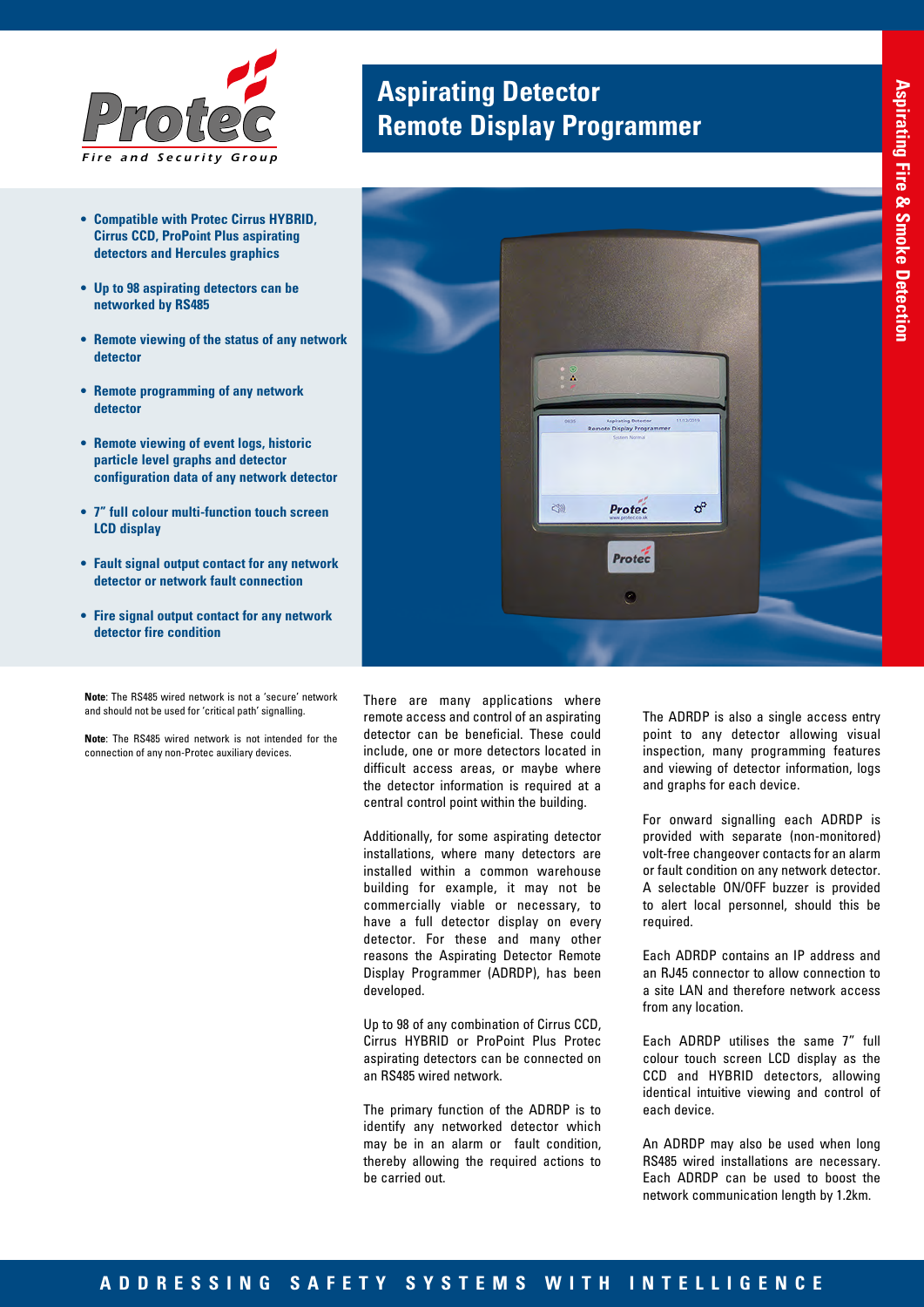# Aspirating Detector Remote Display Programmer

- **Compatible with Protec Cirrus HYBRID, Cirrus CCD, ProPoint Plus aspirating detectors and Hercules graphics**
- **Up to 98 aspirating detectors can be networked by RS485**
- **Remote viewing of the status of any network detector**
- **Remote programming of any network detector**
- **Remote viewing of event logs, historic particle level graphs and detector configuration data of any network detector**
- **7" full colour multi-function touch screen LCD display**
- **Fault signal output contact for any network detector or network fault connection**
- **Fire signal output contact for any network detector fire condition**

**Note**: The RS485 wired network is not a 'secure' network and should not be used for 'critical path' signalling.

**Note**: The RS485 wired network is not intended for the connection of any non-Protec auxiliary devices.

There are many applications where remote access and control of an aspirating detector can be beneficial. These could include, one or more detectors located in difficult access areas, or maybe where the detector information is required at a central control point within the building.

Additionally, for some aspirating detector installations, where many detectors are installed within a common warehouse building for example, it may not be commercially viable or necessary, to have a full detector display on every detector. For these and many other reasons the Aspirating Detector Remote Display Programmer (ADRDP), has been developed.

Up to 98 of any combination of Cirrus CCD, Cirrus HYBRID or ProPoint Plus Protec aspirating detectors can be connected on an RS485 wired network.

The primary function of the ADRDP is to identify any networked detector which may be in an alarm or fault condition, thereby allowing the required actions to be carried out.

The ADRDP is also a single access entry point to any detector allowing visual inspection, many programming features and viewing of detector information, logs and graphs for each device.

For onward signalling each ADRDP is provided with separate (non-monitored) volt-free changeover contacts for an alarm or fault condition on any network detector. A selectable ON/OFF buzzer is provided to alert local personnel, should this be required.

Each ADRDP contains an IP address and an RJ45 connector to allow connection to a site LAN and therefore network access from any location.

Each ADRDP utilises the same 7" full colour touch screen LCD display as the CCD and HYBRID detectors, allowing identical intuitive viewing and control of each device.

An ADRDP may also be used when long RS485 wired installations are necessary. Each ADRDP can be used to boost the network communication length by 1.2km.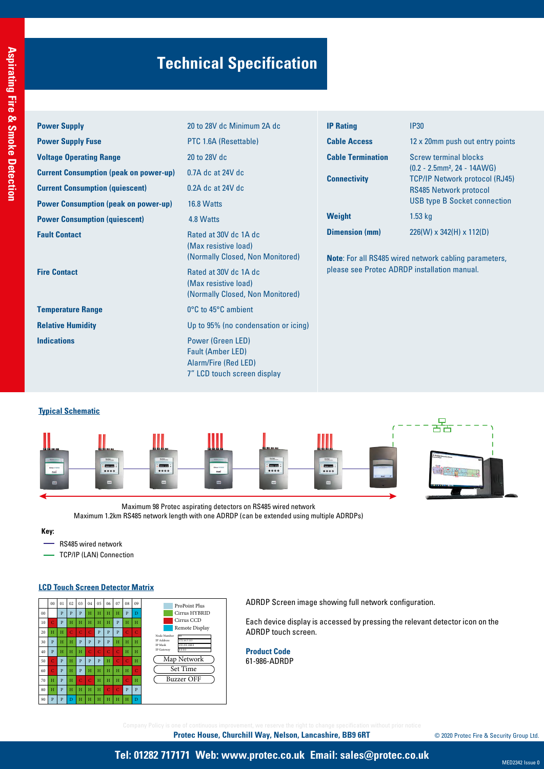# Technical Specification

| | |
|---|---|
| **Power Supply** | 20 to 28V dc Minimum 2A dc |
| **Power Supply Fuse** | PTC 1.6A (Resettable) |
| **Voltage Operating Range** | 20 to 28V dc |
| **Current Consumption (peak on power-up)** | 0.7A dc at 24V dc |
| **Current Consumption (quiescent)** | 0.2A dc at 24V dc |
| **Power Consumption (peak on power-up)** | 16.8 Watts |
| **Power Consumption (quiescent)** | 4.8 Watts |
| **Fault Contact** | Rated at 30V dc 1A dc (Max resistive load) (Normally Closed, Non Monitored) |
| **Fire Contact** | Rated at 30V dc 1A dc (Max resistive load) (Normally Closed, Non Monitored) |
| **Temperature Range** | 0°C to 45°C ambient |
| **Relative Humidity** | Up to 95% (no condensation or icing) |
| **Indications** | Power (Green LED)<br>Fault (Amber LED)<br>Alarm/Fire (Red LED)<br>7" LCD touch screen display |
| **IP Rating** | IP30 |
| **Cable Access** | 12 x 20mm push out entry points |
| **Cable Termination** | Screw terminal blocks (0.2 - 2.5mm², 24 - 14AWG) |
| **Connectivity** | TCP/IP Network protocol (RJ45)<br>RS485 Network protocol<br>USB type B Socket connection |
| **Weight** | 1.53 kg |
| **Dimension (mm)** | 226(W) x 342(H) x 112(D) |

**Note**: For all RS485 wired network cabling parameters, please see Protec ADRDP installation manual.

## Typical Schematic

Maximum 98 Protec aspirating detectors on RS485 wired network
Maximum 1.2km RS485 network length with one ADRDP (can be extended using multiple ADRDPs)

**Key:**

- RS485 wired network
- TCP/IP (LAN) Connection

## LCD Touch Screen Detector Matrix

| | 00 | 01 | 02 | 03 | 04 | 05 | 06 | 07 | 08 | 09 |
|---|---|---|---|---|---|---|---|---|---|---|
| 00 | | P | P | P | H | H | H | H | P | D |
| 10 | C | P | H | H | H | H | H | P | H | H |
| 20 | H | H | C | C | C | P | P | P | C | C |
| 30 | P | H | H | P | P | P | P | H | H | H |
| 40 | P | H | H | H | C | C | C | C | H | H |
| 50 | C | P | H | P | P | P | H | C | C | H |
| 60 | C | P | H | P | H | H | H | H | H | C |
| 70 | H | P | H | C | C | H | H | H | C | H |
| 80 | H | P | H | H | H | H | C | C | P | P |
| 90 | P | P | D | H | H | H | H | H | H | D |

ProPoint Plus
Cirrus HYBRID
Cirrus CCD
Remote Display

Node Number
IP Address 172.16.5.115
IP Mask 255.255.248.0
IP Gateway 0.0.0.0

Map Network
Set Time
Buzzer OFF

ADRDP Screen image showing full network configuration.

Each device display is accessed by pressing the relevant detector icon on the ADRDP touch screen.

**Product Code**
61-986-ADRDP

Company Policy is one of continuous improvement, we reserve the right to change specification without prior notice

**Protec House, Churchill Way, Nelson, Lancashire, BB9 6RT**

© 2020 Protec Fire & Security Group Ltd.

**Tel: 01282 717171 Web: www.protec.co.uk Email: sales@protec.co.uk**

MED2342 Issue 0